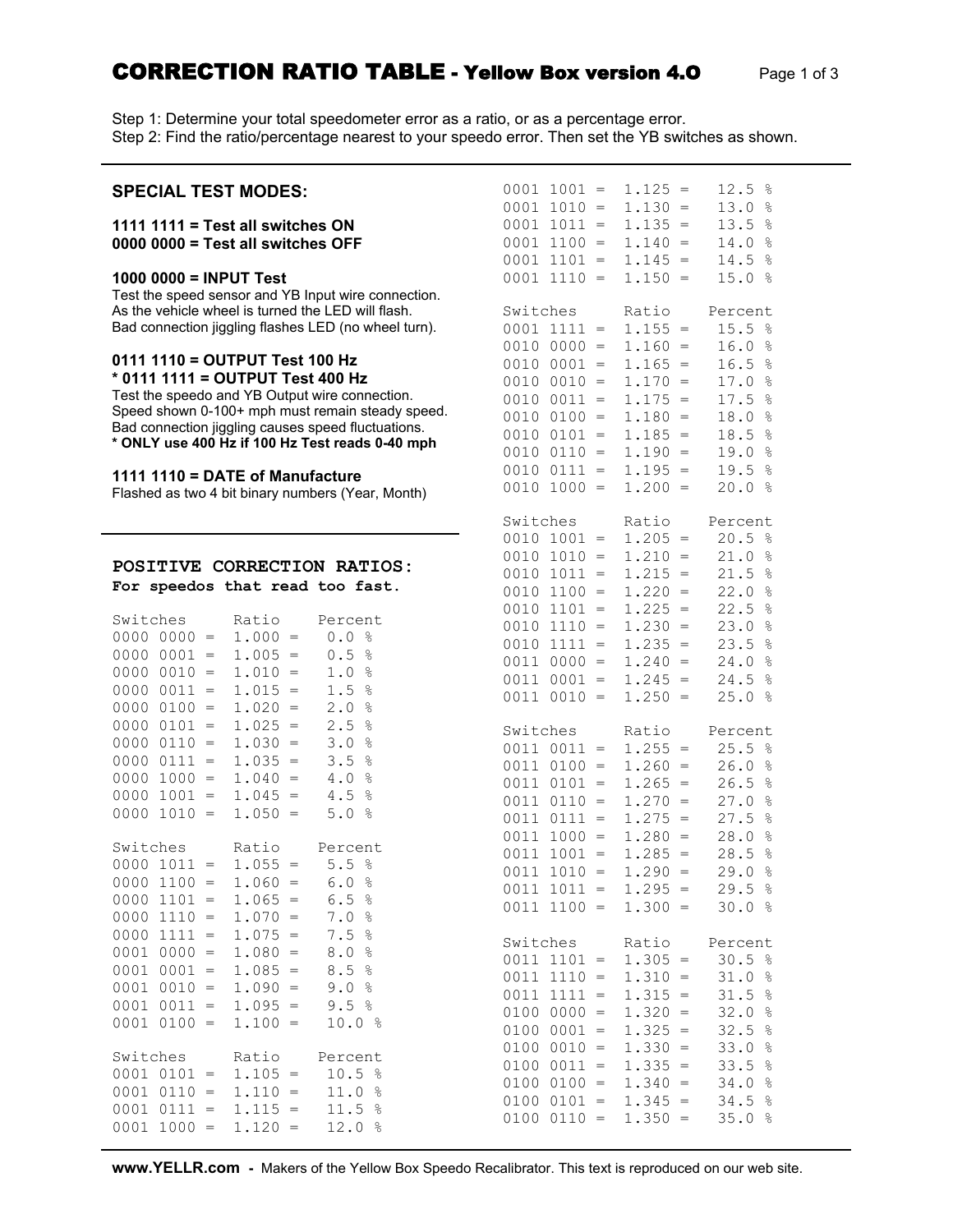# CORRECTION RATIO TABLE - Yellow Box version 4.0

Step 1: Determine your total speedometer error as a ratio, or as a percentage error.
Step 2: Find the ratio/percentage nearest to your speedo error. Then set the YB switches as shown.

## SPECIAL TEST MODES:

**1111 1111 = Test all switches ON**
**0000 0000 = Test all switches OFF**

**1000 0000 = INPUT Test**
Test the speed sensor and YB Input wire connection.
As the vehicle wheel is turned the LED will flash.
Bad connection jiggling flashes LED (no wheel turn).

**0111 1110 = OUTPUT Test 100 Hz**
*** 0111 1111 = OUTPUT Test 400 Hz**
Test the speedo and YB Output wire connection.
Speed shown 0-100+ mph must remain steady speed.
Bad connection jiggling causes speed fluctuations.
*** ONLY use 400 Hz if 100 Hz Test reads 0-40 mph**

**1111 1110 = DATE of Manufacture**
Flashed as two 4 bit binary numbers (Year, Month)

## POSITIVE CORRECTION RATIOS:

**For speedos that read too fast.**

| Switches | Ratio | Percent |
|---|---|---|
| 0000 0000 = | 1.000 = | 0.0 % |
| 0000 0001 = | 1.005 = | 0.5 % |
| 0000 0010 = | 1.010 = | 1.0 % |
| 0000 0011 = | 1.015 = | 1.5 % |
| 0000 0100 = | 1.020 = | 2.0 % |
| 0000 0101 = | 1.025 = | 2.5 % |
| 0000 0110 = | 1.030 = | 3.0 % |
| 0000 0111 = | 1.035 = | 3.5 % |
| 0000 1000 = | 1.040 = | 4.0 % |
| 0000 1001 = | 1.045 = | 4.5 % |
| 0000 1010 = | 1.050 = | 5.0 % |
| 0000 1011 = | 1.055 = | 5.5 % |
| 0000 1100 = | 1.060 = | 6.0 % |
| 0000 1101 = | 1.065 = | 6.5 % |
| 0000 1110 = | 1.070 = | 7.0 % |
| 0000 1111 = | 1.075 = | 7.5 % |
| 0001 0000 = | 1.080 = | 8.0 % |
| 0001 0001 = | 1.085 = | 8.5 % |
| 0001 0010 = | 1.090 = | 9.0 % |
| 0001 0011 = | 1.095 = | 9.5 % |
| 0001 0100 = | 1.100 = | 10.0 % |
| 0001 0101 = | 1.105 = | 10.5 % |
| 0001 0110 = | 1.110 = | 11.0 % |
| 0001 0111 = | 1.115 = | 11.5 % |
| 0001 1000 = | 1.120 = | 12.0 % |
| 0001 1001 = | 1.125 = | 12.5 % |
| 0001 1010 = | 1.130 = | 13.0 % |
| 0001 1011 = | 1.135 = | 13.5 % |
| 0001 1100 = | 1.140 = | 14.0 % |
| 0001 1101 = | 1.145 = | 14.5 % |
| 0001 1110 = | 1.150 = | 15.0 % |
| 0001 1111 = | 1.155 = | 15.5 % |
| 0010 0000 = | 1.160 = | 16.0 % |
| 0010 0001 = | 1.165 = | 16.5 % |
| 0010 0010 = | 1.170 = | 17.0 % |
| 0010 0011 = | 1.175 = | 17.5 % |
| 0010 0100 = | 1.180 = | 18.0 % |
| 0010 0101 = | 1.185 = | 18.5 % |
| 0010 0110 = | 1.190 = | 19.0 % |
| 0010 0111 = | 1.195 = | 19.5 % |
| 0010 1000 = | 1.200 = | 20.0 % |
| 0010 1001 = | 1.205 = | 20.5 % |
| 0010 1010 = | 1.210 = | 21.0 % |
| 0010 1011 = | 1.215 = | 21.5 % |
| 0010 1100 = | 1.220 = | 22.0 % |
| 0010 1101 = | 1.225 = | 22.5 % |
| 0010 1110 = | 1.230 = | 23.0 % |
| 0010 1111 = | 1.235 = | 23.5 % |
| 0011 0000 = | 1.240 = | 24.0 % |
| 0011 0001 = | 1.245 = | 24.5 % |
| 0011 0010 = | 1.250 = | 25.0 % |
| 0011 0011 = | 1.255 = | 25.5 % |
| 0011 0100 = | 1.260 = | 26.0 % |
| 0011 0101 = | 1.265 = | 26.5 % |
| 0011 0110 = | 1.270 = | 27.0 % |
| 0011 0111 = | 1.275 = | 27.5 % |
| 0011 1000 = | 1.280 = | 28.0 % |
| 0011 1001 = | 1.285 = | 28.5 % |
| 0011 1010 = | 1.290 = | 29.0 % |
| 0011 1011 = | 1.295 = | 29.5 % |
| 0011 1100 = | 1.300 = | 30.0 % |
| 0011 1101 = | 1.305 = | 30.5 % |
| 0011 1110 = | 1.310 = | 31.0 % |
| 0011 1111 = | 1.315 = | 31.5 % |
| 0100 0000 = | 1.320 = | 32.0 % |
| 0100 0001 = | 1.325 = | 32.5 % |
| 0100 0010 = | 1.330 = | 33.0 % |
| 0100 0011 = | 1.335 = | 33.5 % |
| 0100 0100 = | 1.340 = | 34.0 % |
| 0100 0101 = | 1.345 = | 34.5 % |
| 0100 0110 = | 1.350 = | 35.0 % |

**www.YELLR.com** - Makers of the Yellow Box Speedo Recalibrator. This text is reproduced on our web site.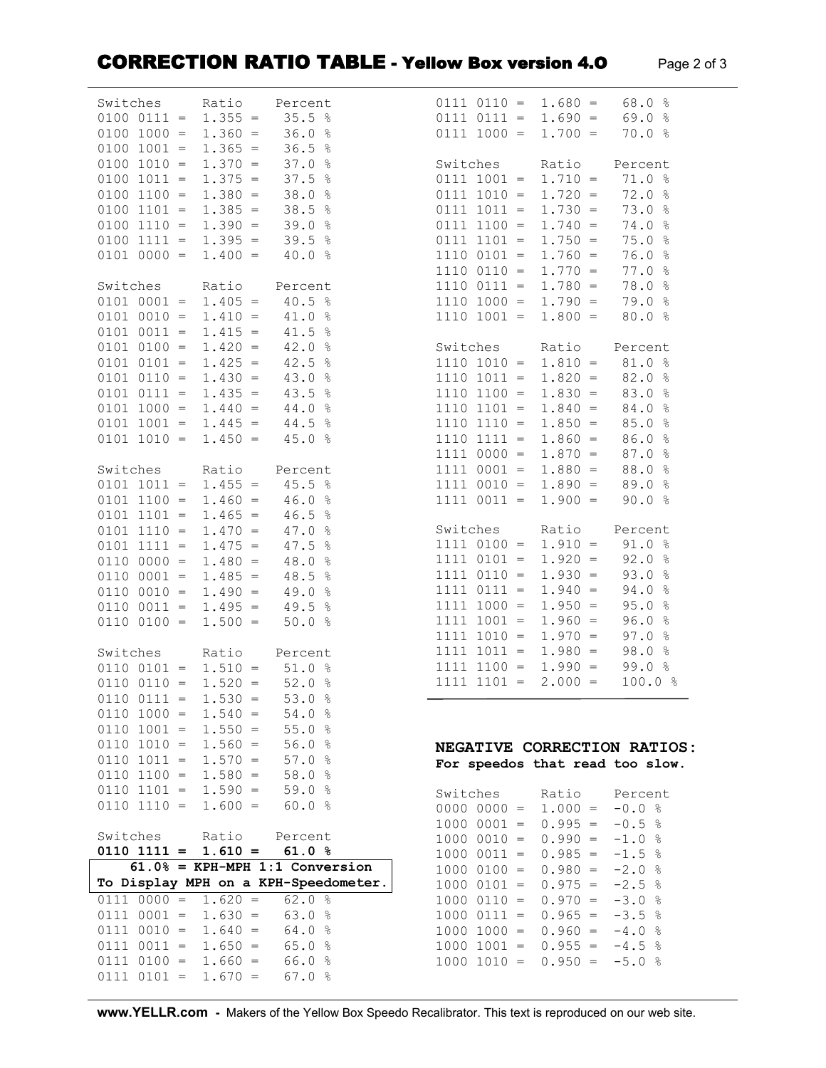## CORRECTION RATIO TABLE - Yellow Box version 4.0

| Switches | Ratio | Percent |
|---|---|---|
| 0100 0111 = | 1.355 = | 35.5 % |
| 0100 1000 = | 1.360 = | 36.0 % |
| 0100 1001 = | 1.365 = | 36.5 % |
| 0100 1010 = | 1.370 = | 37.0 % |
| 0100 1011 = | 1.375 = | 37.5 % |
| 0100 1100 = | 1.380 = | 38.0 % |
| 0100 1101 = | 1.385 = | 38.5 % |
| 0100 1110 = | 1.390 = | 39.0 % |
| 0100 1111 = | 1.395 = | 39.5 % |
| 0101 0000 = | 1.400 = | 40.0 % |

| Switches | Ratio | Percent |
|---|---|---|
| 0101 0001 = | 1.405 = | 40.5 % |
| 0101 0010 = | 1.410 = | 41.0 % |
| 0101 0011 = | 1.415 = | 41.5 % |
| 0101 0100 = | 1.420 = | 42.0 % |
| 0101 0101 = | 1.425 = | 42.5 % |
| 0101 0110 = | 1.430 = | 43.0 % |
| 0101 0111 = | 1.435 = | 43.5 % |
| 0101 1000 = | 1.440 = | 44.0 % |
| 0101 1001 = | 1.445 = | 44.5 % |
| 0101 1010 = | 1.450 = | 45.0 % |

| Switches | Ratio | Percent |
|---|---|---|
| 0101 1011 = | 1.455 = | 45.5 % |
| 0101 1100 = | 1.460 = | 46.0 % |
| 0101 1101 = | 1.465 = | 46.5 % |
| 0101 1110 = | 1.470 = | 47.0 % |
| 0101 1111 = | 1.475 = | 47.5 % |
| 0110 0000 = | 1.480 = | 48.0 % |
| 0110 0001 = | 1.485 = | 48.5 % |
| 0110 0010 = | 1.490 = | 49.0 % |
| 0110 0011 = | 1.495 = | 49.5 % |
| 0110 0100 = | 1.500 = | 50.0 % |

| Switches | Ratio | Percent |
|---|---|---|
| 0110 0101 = | 1.510 = | 51.0 % |
| 0110 0110 = | 1.520 = | 52.0 % |
| 0110 0111 = | 1.530 = | 53.0 % |
| 0110 1000 = | 1.540 = | 54.0 % |
| 0110 1001 = | 1.550 = | 55.0 % |
| 0110 1010 = | 1.560 = | 56.0 % |
| 0110 1011 = | 1.570 = | 57.0 % |
| 0110 1100 = | 1.580 = | 58.0 % |
| 0110 1101 = | 1.590 = | 59.0 % |
| 0110 1110 = | 1.600 = | 60.0 % |

| Switches | Ratio | Percent |
|---|---|---|
| **0110 1111 =** | **1.610 =** | **61.0 %** |

**61.0% = KPH-MPH 1:1 Conversion**
**To Display MPH on a KPH-Speedometer.**

| Switches | Ratio | Percent |
|---|---|---|
| 0111 0000 = | 1.620 = | 62.0 % |
| 0111 0001 = | 1.630 = | 63.0 % |
| 0111 0010 = | 1.640 = | 64.0 % |
| 0111 0011 = | 1.650 = | 65.0 % |
| 0111 0100 = | 1.660 = | 66.0 % |
| 0111 0101 = | 1.670 = | 67.0 % |
| 0111 0110 = | 1.680 = | 68.0 % |
| 0111 0111 = | 1.690 = | 69.0 % |
| 0111 1000 = | 1.700 = | 70.0 % |

| Switches | Ratio | Percent |
|---|---|---|
| 0111 1001 = | 1.710 = | 71.0 % |
| 0111 1010 = | 1.720 = | 72.0 % |
| 0111 1011 = | 1.730 = | 73.0 % |
| 0111 1100 = | 1.740 = | 74.0 % |
| 0111 1101 = | 1.750 = | 75.0 % |
| 1110 0101 = | 1.760 = | 76.0 % |
| 1110 0110 = | 1.770 = | 77.0 % |
| 1110 0111 = | 1.780 = | 78.0 % |
| 1110 1000 = | 1.790 = | 79.0 % |
| 1110 1001 = | 1.800 = | 80.0 % |

| Switches | Ratio | Percent |
|---|---|---|
| 1110 1010 = | 1.810 = | 81.0 % |
| 1110 1011 = | 1.820 = | 82.0 % |
| 1110 1100 = | 1.830 = | 83.0 % |
| 1110 1101 = | 1.840 = | 84.0 % |
| 1110 1110 = | 1.850 = | 85.0 % |
| 1110 1111 = | 1.860 = | 86.0 % |
| 1111 0000 = | 1.870 = | 87.0 % |
| 1111 0001 = | 1.880 = | 88.0 % |
| 1111 0010 = | 1.890 = | 89.0 % |
| 1111 0011 = | 1.900 = | 90.0 % |

| Switches | Ratio | Percent |
|---|---|---|
| 1111 0100 = | 1.910 = | 91.0 % |
| 1111 0101 = | 1.920 = | 92.0 % |
| 1111 0110 = | 1.930 = | 93.0 % |
| 1111 0111 = | 1.940 = | 94.0 % |
| 1111 1000 = | 1.950 = | 95.0 % |
| 1111 1001 = | 1.960 = | 96.0 % |
| 1111 1010 = | 1.970 = | 97.0 % |
| 1111 1011 = | 1.980 = | 98.0 % |
| 1111 1100 = | 1.990 = | 99.0 % |
| 1111 1101 = | 2.000 = | 100.0 % |

### NEGATIVE CORRECTION RATIOS:

**For speedos that read too slow.**

| Switches | Ratio | Percent |
|---|---|---|
| 0000 0000 = | 1.000 = | -0.0 % |
| 1000 0001 = | 0.995 = | -0.5 % |
| 1000 0010 = | 0.990 = | -1.0 % |
| 1000 0011 = | 0.985 = | -1.5 % |
| 1000 0100 = | 0.980 = | -2.0 % |
| 1000 0101 = | 0.975 = | -2.5 % |
| 1000 0110 = | 0.970 = | -3.0 % |
| 1000 0111 = | 0.965 = | -3.5 % |
| 1000 1000 = | 0.960 = | -4.0 % |
| 1000 1001 = | 0.955 = | -4.5 % |
| 1000 1010 = | 0.950 = | -5.0 % |

**www.YELLR.com -** Makers of the Yellow Box Speedo Recalibrator. This text is reproduced on our web site.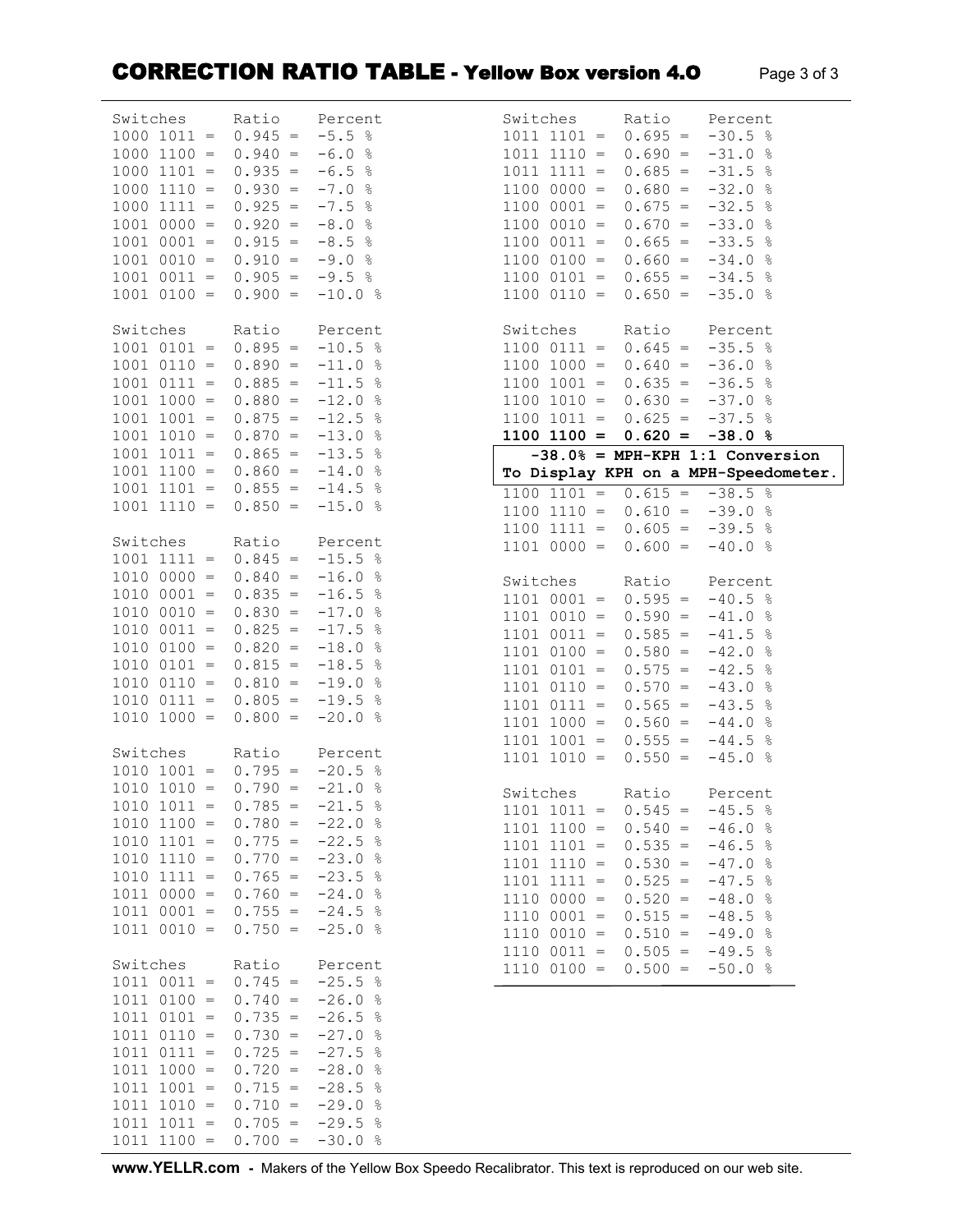## CORRECTION RATIO TABLE - Yellow Box version 4.0

| Switches | Ratio | Percent |
|---|---|---|
| 1000 1011 = | 0.945 = | -5.5 % |
| 1000 1100 = | 0.940 = | -6.0 % |
| 1000 1101 = | 0.935 = | -6.5 % |
| 1000 1110 = | 0.930 = | -7.0 % |
| 1000 1111 = | 0.925 = | -7.5 % |
| 1001 0000 = | 0.920 = | -8.0 % |
| 1001 0001 = | 0.915 = | -8.5 % |
| 1001 0010 = | 0.910 = | -9.0 % |
| 1001 0011 = | 0.905 = | -9.5 % |
| 1001 0100 = | 0.900 = | -10.0 % |

| Switches | Ratio | Percent |
|---|---|---|
| 1001 0101 = | 0.895 = | -10.5 % |
| 1001 0110 = | 0.890 = | -11.0 % |
| 1001 0111 = | 0.885 = | -11.5 % |
| 1001 1000 = | 0.880 = | -12.0 % |
| 1001 1001 = | 0.875 = | -12.5 % |
| 1001 1010 = | 0.870 = | -13.0 % |
| 1001 1011 = | 0.865 = | -13.5 % |
| 1001 1100 = | 0.860 = | -14.0 % |
| 1001 1101 = | 0.855 = | -14.5 % |
| 1001 1110 = | 0.850 = | -15.0 % |

| Switches | Ratio | Percent |
|---|---|---|
| 1001 1111 = | 0.845 = | -15.5 % |
| 1010 0000 = | 0.840 = | -16.0 % |
| 1010 0001 = | 0.835 = | -16.5 % |
| 1010 0010 = | 0.830 = | -17.0 % |
| 1010 0011 = | 0.825 = | -17.5 % |
| 1010 0100 = | 0.820 = | -18.0 % |
| 1010 0101 = | 0.815 = | -18.5 % |
| 1010 0110 = | 0.810 = | -19.0 % |
| 1010 0111 = | 0.805 = | -19.5 % |
| 1010 1000 = | 0.800 = | -20.0 % |

| Switches | Ratio | Percent |
|---|---|---|
| 1010 1001 = | 0.795 = | -20.5 % |
| 1010 1010 = | 0.790 = | -21.0 % |
| 1010 1011 = | 0.785 = | -21.5 % |
| 1010 1100 = | 0.780 = | -22.0 % |
| 1010 1101 = | 0.775 = | -22.5 % |
| 1010 1110 = | 0.770 = | -23.0 % |
| 1010 1111 = | 0.765 = | -23.5 % |
| 1011 0000 = | 0.760 = | -24.0 % |
| 1011 0001 = | 0.755 = | -24.5 % |
| 1011 0010 = | 0.750 = | -25.0 % |

| Switches | Ratio | Percent |
|---|---|---|
| 1011 0011 = | 0.745 = | -25.5 % |
| 1011 0100 = | 0.740 = | -26.0 % |
| 1011 0101 = | 0.735 = | -26.5 % |
| 1011 0110 = | 0.730 = | -27.0 % |
| 1011 0111 = | 0.725 = | -27.5 % |
| 1011 1000 = | 0.720 = | -28.0 % |
| 1011 1001 = | 0.715 = | -28.5 % |
| 1011 1010 = | 0.710 = | -29.0 % |
| 1011 1011 = | 0.705 = | -29.5 % |
| 1011 1100 = | 0.700 = | -30.0 % |

| Switches | Ratio | Percent |
|---|---|---|
| 1011 1101 = | 0.695 = | -30.5 % |
| 1011 1110 = | 0.690 = | -31.0 % |
| 1011 1111 = | 0.685 = | -31.5 % |
| 1100 0000 = | 0.680 = | -32.0 % |
| 1100 0001 = | 0.675 = | -32.5 % |
| 1100 0010 = | 0.670 = | -33.0 % |
| 1100 0011 = | 0.665 = | -33.5 % |
| 1100 0100 = | 0.660 = | -34.0 % |
| 1100 0101 = | 0.655 = | -34.5 % |
| 1100 0110 = | 0.650 = | -35.0 % |

| Switches | Ratio | Percent |
|---|---|---|
| 1100 0111 = | 0.645 = | -35.5 % |
| 1100 1000 = | 0.640 = | -36.0 % |
| 1100 1001 = | 0.635 = | -36.5 % |
| 1100 1010 = | 0.630 = | -37.0 % |
| 1100 1011 = | 0.625 = | -37.5 % |
| **1100 1100 =** | **0.620 =** | **-38.0 %** |
| 1100 1101 = | 0.615 = | -38.5 % |
| 1100 1110 = | 0.610 = | -39.0 % |
| 1100 1111 = | 0.605 = | -39.5 % |
| 1101 0000 = | 0.600 = | -40.0 % |

**-38.0% = MPH-KPH 1:1 Conversion To Display KPH on a MPH-Speedometer.**

| Switches | Ratio | Percent |
|---|---|---|
| 1101 0001 = | 0.595 = | -40.5 % |
| 1101 0010 = | 0.590 = | -41.0 % |
| 1101 0011 = | 0.585 = | -41.5 % |
| 1101 0100 = | 0.580 = | -42.0 % |
| 1101 0101 = | 0.575 = | -42.5 % |
| 1101 0110 = | 0.570 = | -43.0 % |
| 1101 0111 = | 0.565 = | -43.5 % |
| 1101 1000 = | 0.560 = | -44.0 % |
| 1101 1001 = | 0.555 = | -44.5 % |
| 1101 1010 = | 0.550 = | -45.0 % |

| Switches | Ratio | Percent |
|---|---|---|
| 1101 1011 = | 0.545 = | -45.5 % |
| 1101 1100 = | 0.540 = | -46.0 % |
| 1101 1101 = | 0.535 = | -46.5 % |
| 1101 1110 = | 0.530 = | -47.0 % |
| 1101 1111 = | 0.525 = | -47.5 % |
| 1110 0000 = | 0.520 = | -48.0 % |
| 1110 0001 = | 0.515 = | -48.5 % |
| 1110 0010 = | 0.510 = | -49.0 % |
| 1110 0011 = | 0.505 = | -49.5 % |
| 1110 0100 = | 0.500 = | -50.0 % |

**www.YELLR.com -** Makers of the Yellow Box Speedo Recalibrator. This text is reproduced on our web site.